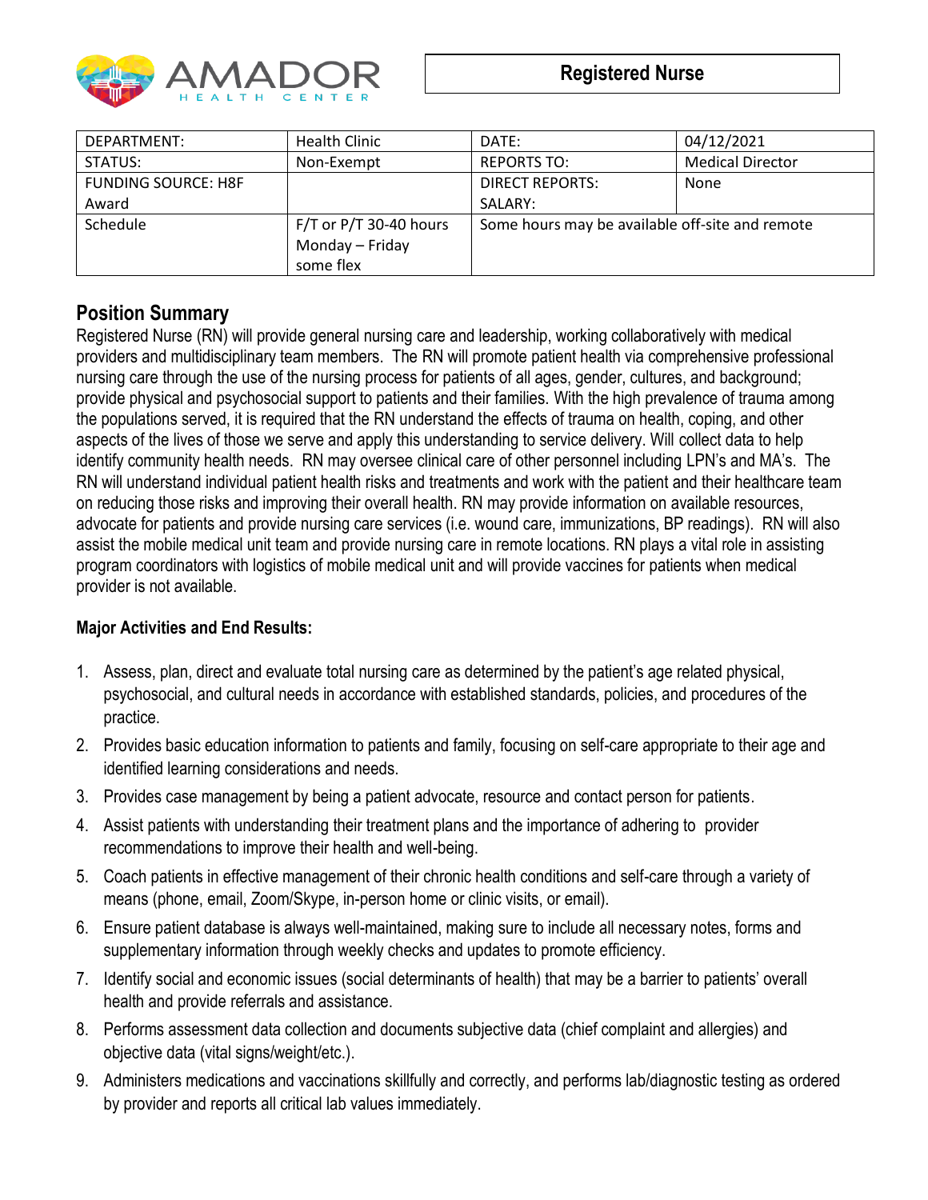AMADOR HEALTH CENTER

# Registered Nurse

| DEPARTMENT: | Health Clinic | DATE: | 04/12/2021 |
|---|---|---|---|
| STATUS: | Non-Exempt | REPORTS TO: | Medical Director |
| FUNDING SOURCE: H8F Award | | DIRECT REPORTS: SALARY: | None |
| Schedule | F/T or P/T 30-40 hours Monday – Friday some flex | Some hours may be available off-site and remote | |

## Position Summary

Registered Nurse (RN) will provide general nursing care and leadership, working collaboratively with medical providers and multidisciplinary team members. The RN will promote patient health via comprehensive professional nursing care through the use of the nursing process for patients of all ages, gender, cultures, and background; provide physical and psychosocial support to patients and their families. With the high prevalence of trauma among the populations served, it is required that the RN understand the effects of trauma on health, coping, and other aspects of the lives of those we serve and apply this understanding to service delivery. Will collect data to help identify community health needs. RN may oversee clinical care of other personnel including LPN's and MA's. The RN will understand individual patient health risks and treatments and work with the patient and their healthcare team on reducing those risks and improving their overall health. RN may provide information on available resources, advocate for patients and provide nursing care services (i.e. wound care, immunizations, BP readings). RN will also assist the mobile medical unit team and provide nursing care in remote locations. RN plays a vital role in assisting program coordinators with logistics of mobile medical unit and will provide vaccines for patients when medical provider is not available.

**Major Activities and End Results:**

1. Assess, plan, direct and evaluate total nursing care as determined by the patient's age related physical, psychosocial, and cultural needs in accordance with established standards, policies, and procedures of the practice.
2. Provides basic education information to patients and family, focusing on self-care appropriate to their age and identified learning considerations and needs.
3. Provides case management by being a patient advocate, resource and contact person for patients.
4. Assist patients with understanding their treatment plans and the importance of adhering to provider recommendations to improve their health and well-being.
5. Coach patients in effective management of their chronic health conditions and self-care through a variety of means (phone, email, Zoom/Skype, in-person home or clinic visits, or email).
6. Ensure patient database is always well-maintained, making sure to include all necessary notes, forms and supplementary information through weekly checks and updates to promote efficiency.
7. Identify social and economic issues (social determinants of health) that may be a barrier to patients' overall health and provide referrals and assistance.
8. Performs assessment data collection and documents subjective data (chief complaint and allergies) and objective data (vital signs/weight/etc.).
9. Administers medications and vaccinations skillfully and correctly, and performs lab/diagnostic testing as ordered by provider and reports all critical lab values immediately.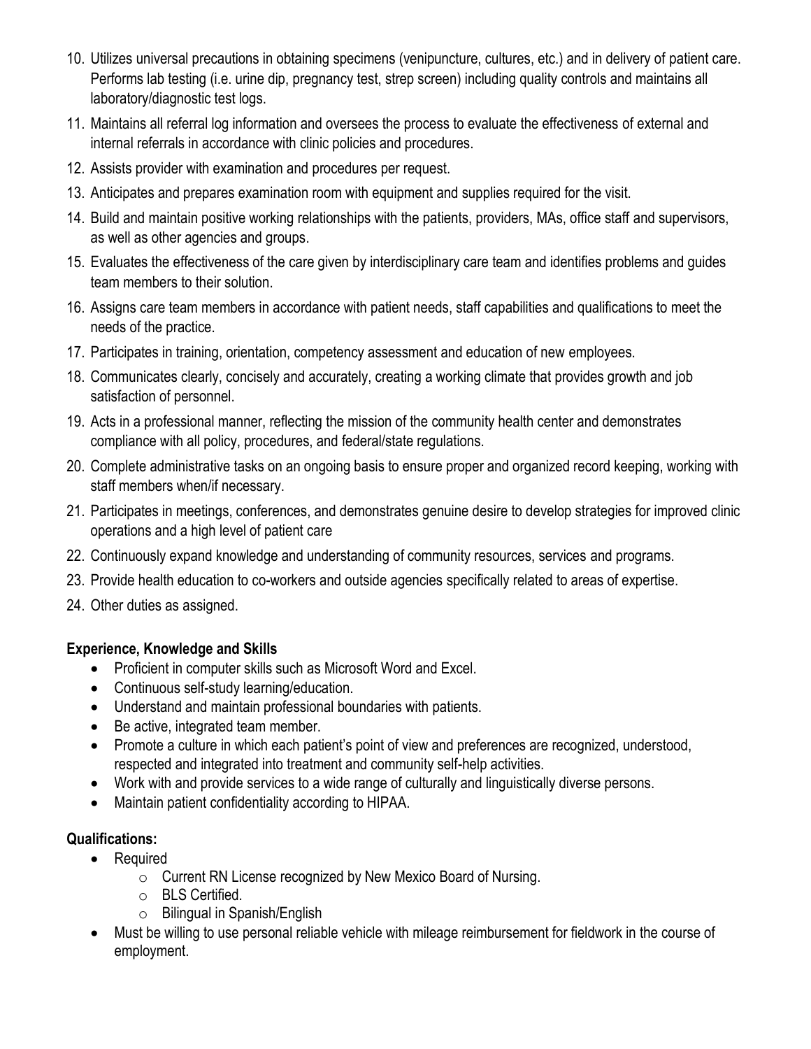10. Utilizes universal precautions in obtaining specimens (venipuncture, cultures, etc.) and in delivery of patient care. Performs lab testing (i.e. urine dip, pregnancy test, strep screen) including quality controls and maintains all laboratory/diagnostic test logs.
11. Maintains all referral log information and oversees the process to evaluate the effectiveness of external and internal referrals in accordance with clinic policies and procedures.
12. Assists provider with examination and procedures per request.
13. Anticipates and prepares examination room with equipment and supplies required for the visit.
14. Build and maintain positive working relationships with the patients, providers, MAs, office staff and supervisors, as well as other agencies and groups.
15. Evaluates the effectiveness of the care given by interdisciplinary care team and identifies problems and guides team members to their solution.
16. Assigns care team members in accordance with patient needs, staff capabilities and qualifications to meet the needs of the practice.
17. Participates in training, orientation, competency assessment and education of new employees.
18. Communicates clearly, concisely and accurately, creating a working climate that provides growth and job satisfaction of personnel.
19. Acts in a professional manner, reflecting the mission of the community health center and demonstrates compliance with all policy, procedures, and federal/state regulations.
20. Complete administrative tasks on an ongoing basis to ensure proper and organized record keeping, working with staff members when/if necessary.
21. Participates in meetings, conferences, and demonstrates genuine desire to develop strategies for improved clinic operations and a high level of patient care
22. Continuously expand knowledge and understanding of community resources, services and programs.
23. Provide health education to co-workers and outside agencies specifically related to areas of expertise.
24. Other duties as assigned.

**Experience, Knowledge and Skills**

- Proficient in computer skills such as Microsoft Word and Excel.
- Continuous self-study learning/education.
- Understand and maintain professional boundaries with patients.
- Be active, integrated team member.
- Promote a culture in which each patient's point of view and preferences are recognized, understood, respected and integrated into treatment and community self-help activities.
- Work with and provide services to a wide range of culturally and linguistically diverse persons.
- Maintain patient confidentiality according to HIPAA.

**Qualifications:**

- Required
  - Current RN License recognized by New Mexico Board of Nursing.
  - BLS Certified.
  - Bilingual in Spanish/English
- Must be willing to use personal reliable vehicle with mileage reimbursement for fieldwork in the course of employment.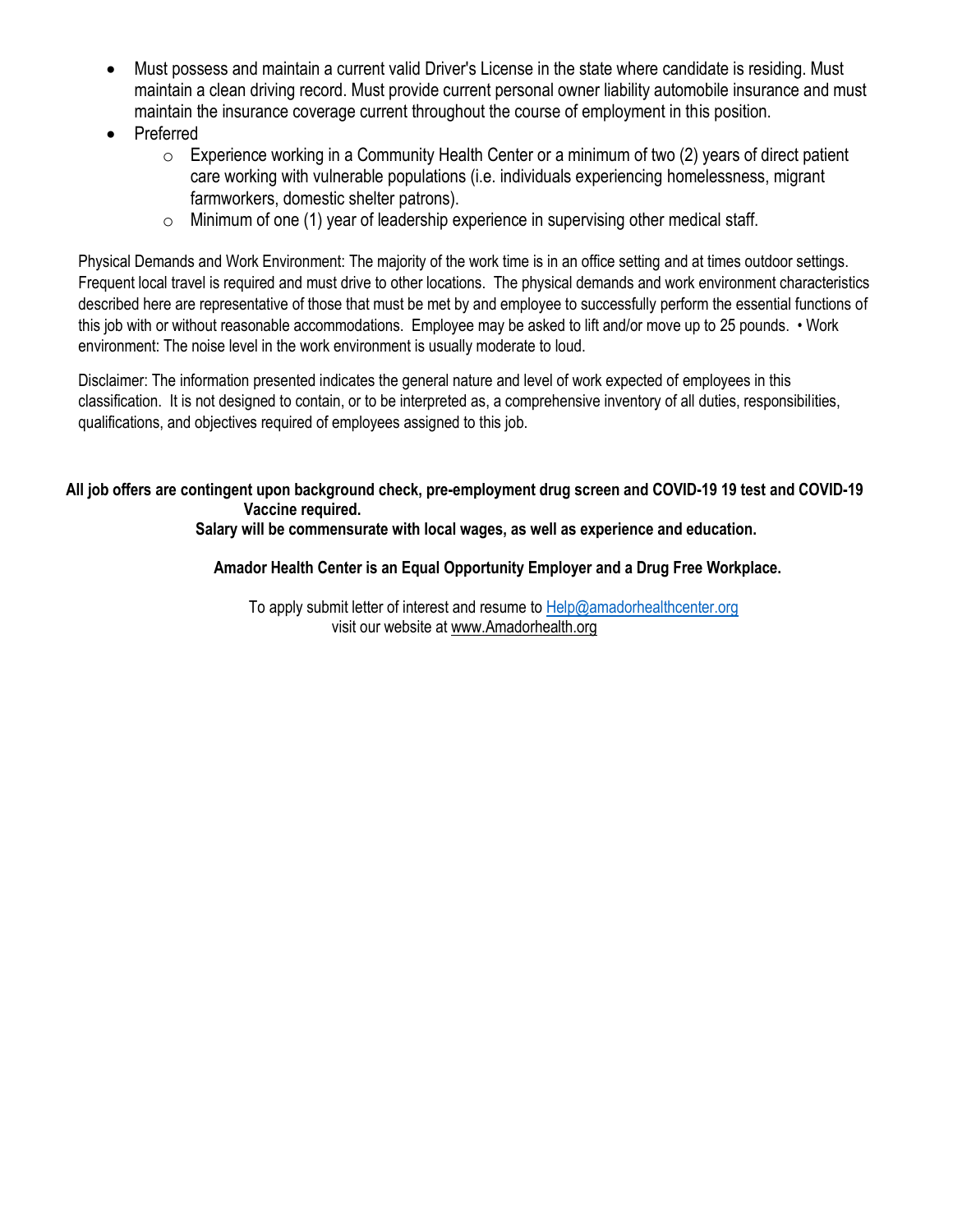- Must possess and maintain a current valid Driver's License in the state where candidate is residing. Must maintain a clean driving record. Must provide current personal owner liability automobile insurance and must maintain the insurance coverage current throughout the course of employment in this position.
- Preferred
  - Experience working in a Community Health Center or a minimum of two (2) years of direct patient care working with vulnerable populations (i.e. individuals experiencing homelessness, migrant farmworkers, domestic shelter patrons).
  - Minimum of one (1) year of leadership experience in supervising other medical staff.

Physical Demands and Work Environment: The majority of the work time is in an office setting and at times outdoor settings. Frequent local travel is required and must drive to other locations. The physical demands and work environment characteristics described here are representative of those that must be met by and employee to successfully perform the essential functions of this job with or without reasonable accommodations. Employee may be asked to lift and/or move up to 25 pounds. • Work environment: The noise level in the work environment is usually moderate to loud.

Disclaimer: The information presented indicates the general nature and level of work expected of employees in this classification. It is not designed to contain, or to be interpreted as, a comprehensive inventory of all duties, responsibilities, qualifications, and objectives required of employees assigned to this job.

**All job offers are contingent upon background check, pre-employment drug screen and COVID-19 19 test and COVID-19 Vaccine required.**

**Salary will be commensurate with local wages, as well as experience and education.**

**Amador Health Center is an Equal Opportunity Employer and a Drug Free Workplace.**

To apply submit letter of interest and resume to Help@amadorhealthcenter.org

visit our website at www.Amadorhealth.org